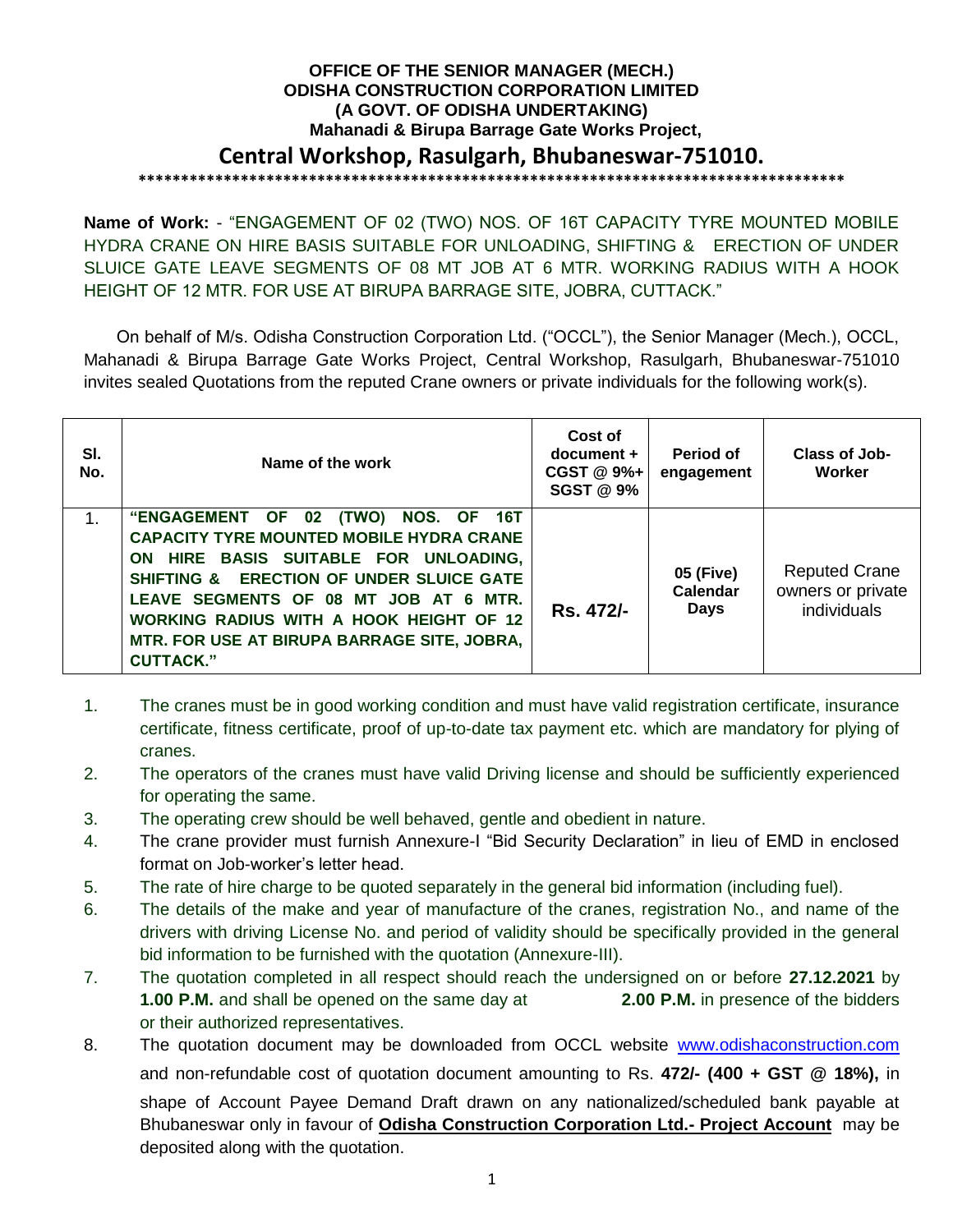**OFFICE OF THE SENIOR MANAGER (MECH.)**
**ODISHA CONSTRUCTION CORPORATION LIMITED**
**(A GOVT. OF ODISHA UNDERTAKING)**
**Mahanadi & Birupa Barrage Gate Works Project,**

# Central Workshop, Rasulgarh, Bhubaneswar-751010.

**************************************************************************************

**Name of Work:** - "ENGAGEMENT OF 02 (TWO) NOS. OF 16T CAPACITY TYRE MOUNTED MOBILE HYDRA CRANE ON HIRE BASIS SUITABLE FOR UNLOADING, SHIFTING & ERECTION OF UNDER SLUICE GATE LEAVE SEGMENTS OF 08 MT JOB AT 6 MTR. WORKING RADIUS WITH A HOOK HEIGHT OF 12 MTR. FOR USE AT BIRUPA BARRAGE SITE, JOBRA, CUTTACK."

On behalf of M/s. Odisha Construction Corporation Ltd. ("OCCL"), the Senior Manager (Mech.), OCCL, Mahanadi & Birupa Barrage Gate Works Project, Central Workshop, Rasulgarh, Bhubaneswar-751010 invites sealed Quotations from the reputed Crane owners or private individuals for the following work(s).

| Sl. No. | Name of the work | Cost of document + CGST @ 9%+ SGST @ 9% | Period of engagement | Class of Job-Worker |
|---|---|---|---|---|
| 1. | **"ENGAGEMENT OF 02 (TWO) NOS. OF 16T CAPACITY TYRE MOUNTED MOBILE HYDRA CRANE ON HIRE BASIS SUITABLE FOR UNLOADING, SHIFTING & ERECTION OF UNDER SLUICE GATE LEAVE SEGMENTS OF 08 MT JOB AT 6 MTR. WORKING RADIUS WITH A HOOK HEIGHT OF 12 MTR. FOR USE AT BIRUPA BARRAGE SITE, JOBRA, CUTTACK."** | **Rs. 472/-** | **05 (Five) Calendar Days** | Reputed Crane owners or private individuals |

1. The cranes must be in good working condition and must have valid registration certificate, insurance certificate, fitness certificate, proof of up-to-date tax payment etc. which are mandatory for plying of cranes.
2. The operators of the cranes must have valid Driving license and should be sufficiently experienced for operating the same.
3. The operating crew should be well behaved, gentle and obedient in nature.
4. The crane provider must furnish Annexure-I "Bid Security Declaration" in lieu of EMD in enclosed format on Job-worker's letter head.
5. The rate of hire charge to be quoted separately in the general bid information (including fuel).
6. The details of the make and year of manufacture of the cranes, registration No., and name of the drivers with driving License No. and period of validity should be specifically provided in the general bid information to be furnished with the quotation (Annexure-III).
7. The quotation completed in all respect should reach the undersigned on or before **27.12.2021** by **1.00 P.M.** and shall be opened on the same day at **2.00 P.M.** in presence of the bidders or their authorized representatives.
8. The quotation document may be downloaded from OCCL website www.odishaconstruction.com and non-refundable cost of quotation document amounting to Rs. **472/- (400 + GST @ 18%),** in shape of Account Payee Demand Draft drawn on any nationalized/scheduled bank payable at Bhubaneswar only in favour of **Odisha Construction Corporation Ltd.- Project Account** may be deposited along with the quotation.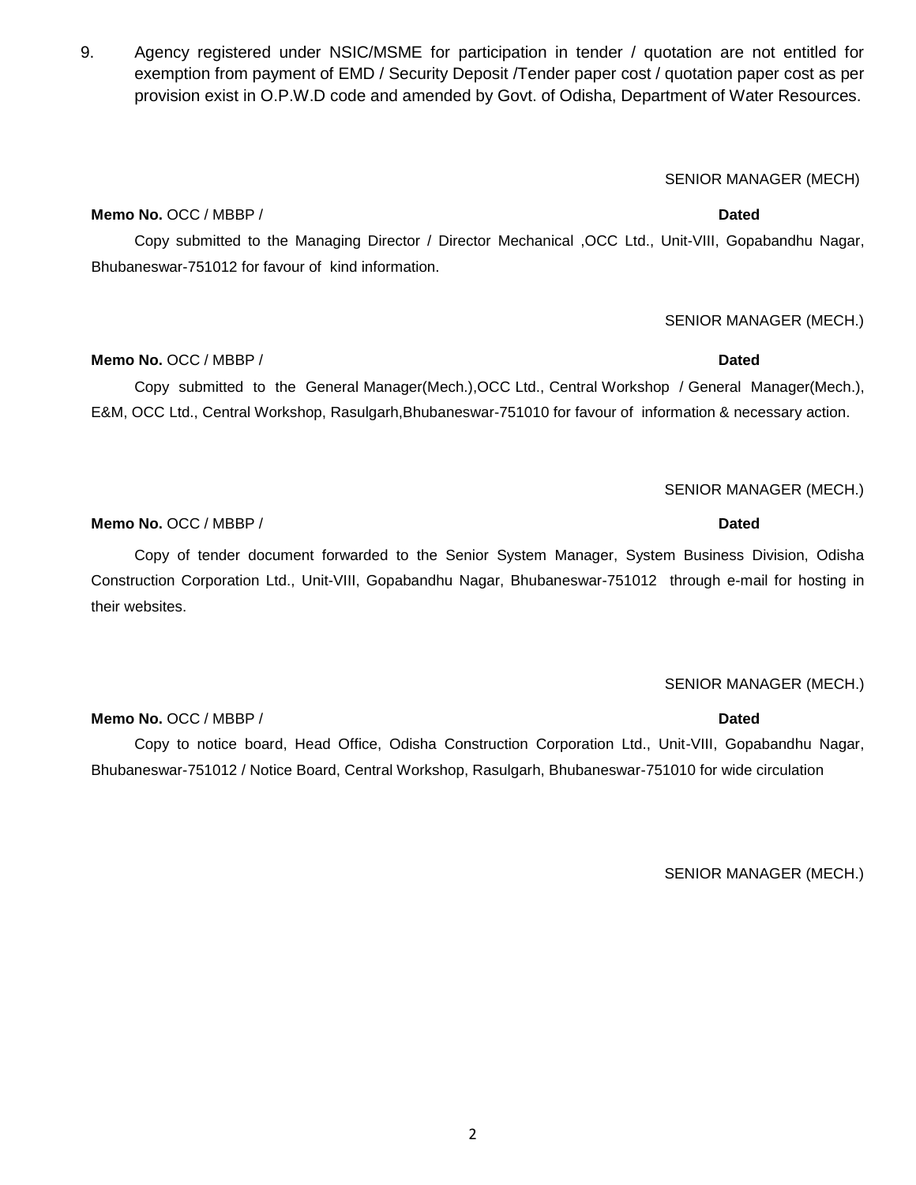9. Agency registered under NSIC/MSME for participation in tender / quotation are not entitled for exemption from payment of EMD / Security Deposit /Tender paper cost / quotation paper cost as per provision exist in O.P.W.D code and amended by Govt. of Odisha, Department of Water Resources.

SENIOR MANAGER (MECH)

**Memo No.** OCC / MBBP / **Dated**

Copy submitted to the Managing Director / Director Mechanical ,OCC Ltd., Unit-VIII, Gopabandhu Nagar, Bhubaneswar-751012 for favour of kind information.

SENIOR MANAGER (MECH.)

**Memo No.** OCC / MBBP / **Dated**

Copy submitted to the General Manager(Mech.),OCC Ltd., Central Workshop / General Manager(Mech.), E&M, OCC Ltd., Central Workshop, Rasulgarh,Bhubaneswar-751010 for favour of information & necessary action.

SENIOR MANAGER (MECH.)

**Memo No.** OCC / MBBP / **Dated**

Copy of tender document forwarded to the Senior System Manager, System Business Division, Odisha Construction Corporation Ltd., Unit-VIII, Gopabandhu Nagar, Bhubaneswar-751012 through e-mail for hosting in their websites.

SENIOR MANAGER (MECH.)

**Memo No.** OCC / MBBP / **Dated**

Copy to notice board, Head Office, Odisha Construction Corporation Ltd., Unit-VIII, Gopabandhu Nagar, Bhubaneswar-751012 / Notice Board, Central Workshop, Rasulgarh, Bhubaneswar-751010 for wide circulation

SENIOR MANAGER (MECH.)